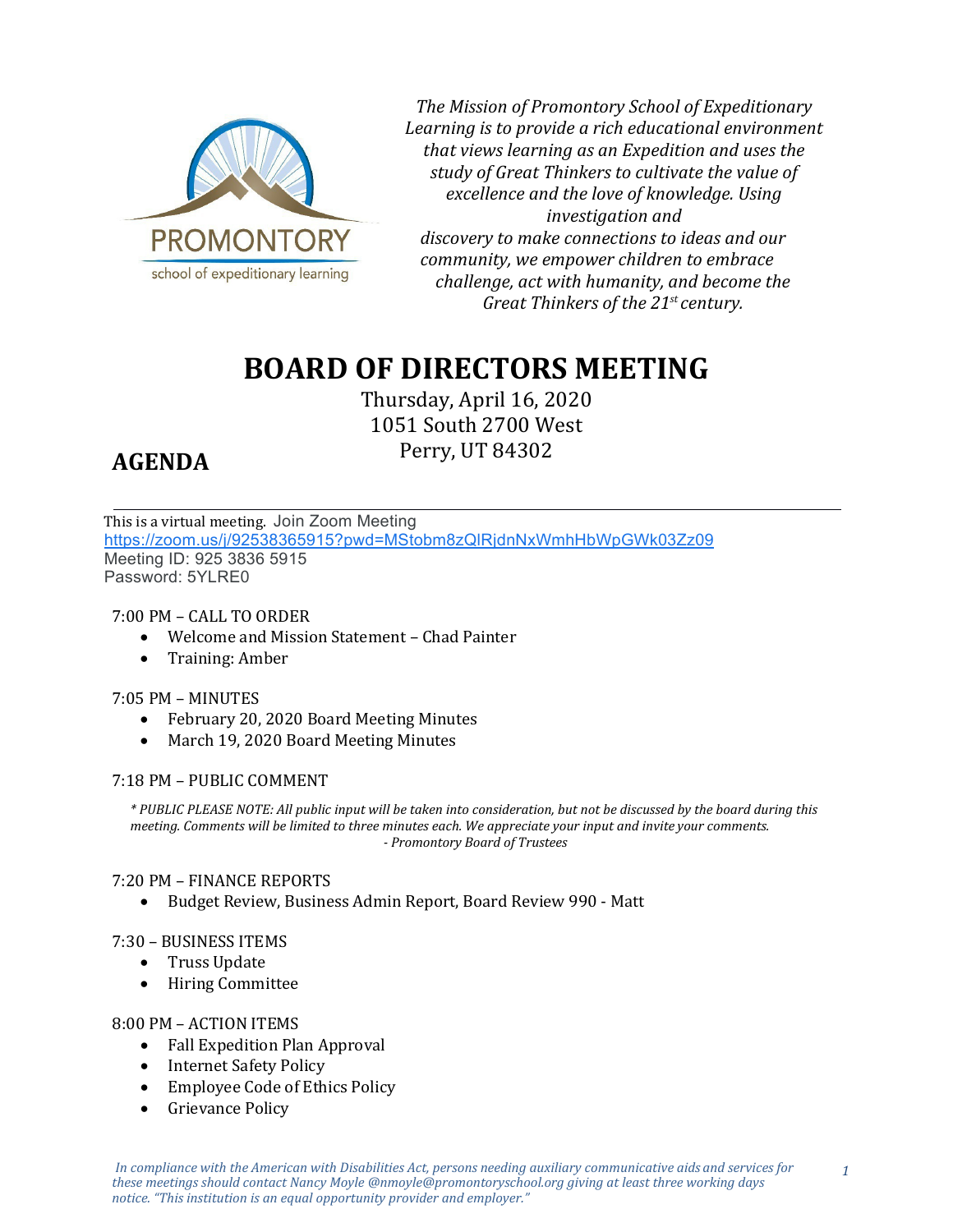PROMONTORY
school of expeditionary learning

*The Mission of Promontory School of Expeditionary Learning is to provide a rich educational environment that views learning as an Expedition and uses the study of Great Thinkers to cultivate the value of excellence and the love of knowledge. Using investigation and discovery to make connections to ideas and our community, we empower children to embrace challenge, act with humanity, and become the Great Thinkers of the 21st century.*

# BOARD OF DIRECTORS MEETING

Thursday, April 16, 2020
1051 South 2700 West
Perry, UT 84302

## AGENDA

This is a virtual meeting. Join Zoom Meeting
https://zoom.us/j/92538365915?pwd=MStobm8zQlRjdnNxWmhHbWpGWk03Zz09
Meeting ID: 925 3836 5915
Password: 5YLRE0

7:00 PM – CALL TO ORDER
- Welcome and Mission Statement – Chad Painter
- Training: Amber

7:05 PM – MINUTES
- February 20, 2020 Board Meeting Minutes
- March 19, 2020 Board Meeting Minutes

7:18 PM – PUBLIC COMMENT

*\* PUBLIC PLEASE NOTE: All public input will be taken into consideration, but not be discussed by the board during this meeting. Comments will be limited to three minutes each. We appreciate your input and invite your comments.*
*- Promontory Board of Trustees*

7:20 PM – FINANCE REPORTS
- Budget Review, Business Admin Report, Board Review 990 - Matt

7:30 – BUSINESS ITEMS
- Truss Update
- Hiring Committee

8:00 PM – ACTION ITEMS
- Fall Expedition Plan Approval
- Internet Safety Policy
- Employee Code of Ethics Policy
- Grievance Policy

*In compliance with the American with Disabilities Act, persons needing auxiliary communicative aids and services for these meetings should contact Nancy Moyle @nmoyle@promontoryschool.org giving at least three working days notice. "This institution is an equal opportunity provider and employer."*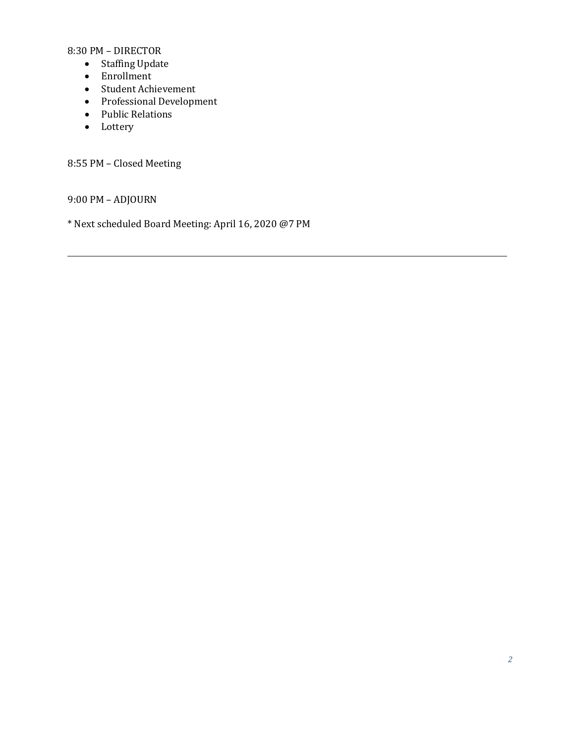8:30 PM – DIRECTOR

- Staffing Update
- Enrollment
- Student Achievement
- Professional Development
- Public Relations
- Lottery

8:55 PM – Closed Meeting

9:00 PM – ADJOURN

* Next scheduled Board Meeting: April 16, 2020 @7 PM

---